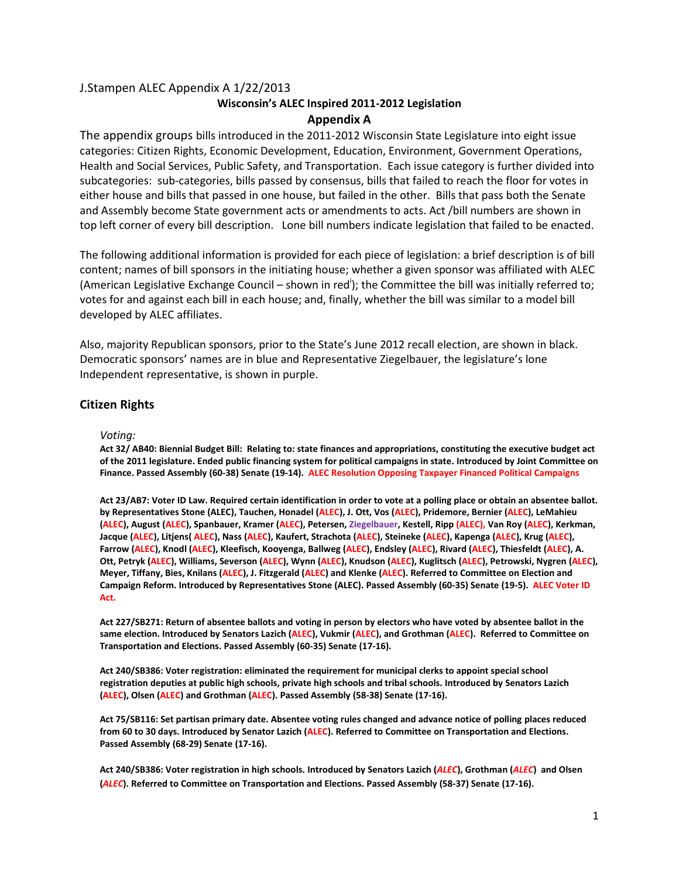J.Stampen ALEC Appendix A 1/22/2013

## Wisconsin's ALEC Inspired 2011-2012 Legislation

## Appendix A

The appendix groups bills introduced in the 2011-2012 Wisconsin State Legislature into eight issue categories: Citizen Rights, Economic Development, Education, Environment, Government Operations, Health and Social Services, Public Safety, and Transportation. Each issue category is further divided into subcategories: sub-categories, bills passed by consensus, bills that failed to reach the floor for votes in either house and bills that passed in one house, but failed in the other. Bills that pass both the Senate and Assembly become State government acts or amendments to acts. Act /bill numbers are shown in top left corner of every bill description. Lone bill numbers indicate legislation that failed to be enacted.

The following additional information is provided for each piece of legislation: a brief description is of bill content; names of bill sponsors in the initiating house; whether a given sponsor was affiliated with ALEC (American Legislative Exchange Council – shown in red[i]); the Committee the bill was initially referred to; votes for and against each bill in each house; and, finally, whether the bill was similar to a model bill developed by ALEC affiliates.

Also, majority Republican sponsors, prior to the State's June 2012 recall election, are shown in black. Democratic sponsors' names are in blue and Representative Ziegelbauer, the legislature's lone Independent representative, is shown in purple.

## Citizen Rights

*Voting:*

**Act 32/ AB40: Biennial Budget Bill: Relating to: state finances and appropriations, constituting the executive budget act of the 2011 legislature. Ended public financing system for political campaigns in state. Introduced by Joint Committee on Finance. Passed Assembly (60-38) Senate (19-14). ALEC Resolution Opposing Taxpayer Financed Political Campaigns**

**Act 23/AB7: Voter ID Law. Required certain identification in order to vote at a polling place or obtain an absentee ballot. by Representatives Stone (ALEC), Tauchen, Honadel (ALEC), J. Ott, Vos (ALEC), Pridemore, Bernier (ALEC), LeMahieu (ALEC), August (ALEC), Spanbauer, Kramer (ALEC), Petersen, Ziegelbauer, Kestell, Ripp (ALEC), Van Roy (ALEC), Kerkman, Jacque (ALEC), Litjens( ALEC), Nass (ALEC), Kaufert, Strachota (ALEC), Steineke (ALEC), Kapenga (ALEC), Krug (ALEC), Farrow (ALEC), Knodl (ALEC), Kleefisch, Kooyenga, Ballweg (ALEC), Endsley (ALEC), Rivard (ALEC), Thiesfeldt (ALEC), A. Ott, Petryk (ALEC), Williams, Severson (ALEC), Wynn (ALEC), Knudson (ALEC), Kuglitsch (ALEC), Petrowski, Nygren (ALEC), Meyer, Tiffany, Bies, Knilans (ALEC), J. Fitzgerald (ALEC) and Klenke (ALEC). Referred to Committee on Election and Campaign Reform. Introduced by Representatives Stone (ALEC). Passed Assembly (60-35) Senate (19-5). ALEC Voter ID Act.**

**Act 227/SB271: Return of absentee ballots and voting in person by electors who have voted by absentee ballot in the same election. Introduced by Senators Lazich (ALEC), Vukmir (ALEC), and Grothman (ALEC). Referred to Committee on Transportation and Elections. Passed Assembly (60-35) Senate (17-16).**

**Act 240/SB386: Voter registration: eliminated the requirement for municipal clerks to appoint special school registration deputies at public high schools, private high schools and tribal schools. Introduced by Senators Lazich (ALEC), Olsen (ALEC) and Grothman (ALEC). Passed Assembly (58-38) Senate (17-16).**

**Act 75/SB116: Set partisan primary date. Absentee voting rules changed and advance notice of polling places reduced from 60 to 30 days. Introduced by Senator Lazich (ALEC). Referred to Committee on Transportation and Elections. Passed Assembly (68-29) Senate (17-16).**

**Act 240/SB386: Voter registration in high schools. Introduced by Senators Lazich (*ALEC*), Grothman (*ALEC*) and Olsen (*ALEC*). Referred to Committee on Transportation and Elections. Passed Assembly (58-37) Senate (17-16).**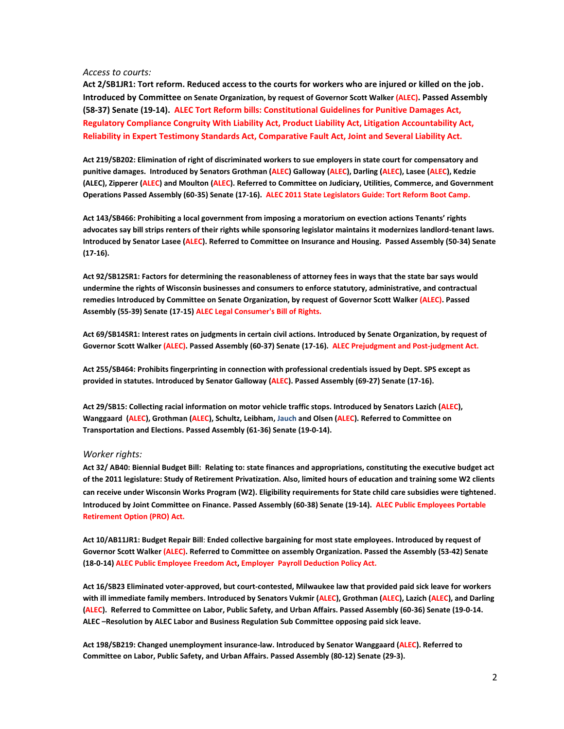*Access to courts:*

**Act 2/SB1JR1: Tort reform. Reduced access to the courts for workers who are injured or killed on the job. Introduced by Committee on Senate Organization, by request of Governor Scott Walker (ALEC). Passed Assembly (58-37) Senate (19-14). ALEC Tort Reform bills: Constitutional Guidelines for Punitive Damages Act, Regulatory Compliance Congruity With Liability Act, Product Liability Act, Litigation Accountability Act, Reliability in Expert Testimony Standards Act, Comparative Fault Act, Joint and Several Liability Act.**

**Act 219/SB202: Elimination of right of discriminated workers to sue employers in state court for compensatory and punitive damages. Introduced by Senators Grothman (ALEC) Galloway (ALEC), Darling (ALEC), Lasee (ALEC), Kedzie (ALEC), Zipperer (ALEC) and Moulton (ALEC). Referred to Committee on Judiciary, Utilities, Commerce, and Government Operations Passed Assembly (60-35) Senate (17-16). ALEC 2011 State Legislators Guide: Tort Reform Boot Camp.**

**Act 143/SB466: Prohibiting a local government from imposing a moratorium on evection actions Tenants' rights advocates say bill strips renters of their rights while sponsoring legislator maintains it modernizes landlord-tenant laws. Introduced by Senator Lasee (ALEC). Referred to Committee on Insurance and Housing. Passed Assembly (50-34) Senate (17-16).**

**Act 92/SB12SR1: Factors for determining the reasonableness of attorney fees in ways that the state bar says would undermine the rights of Wisconsin businesses and consumers to enforce statutory, administrative, and contractual remedies Introduced by Committee on Senate Organization, by request of Governor Scott Walker (ALEC). Passed Assembly (55-39) Senate (17-15) ALEC Legal Consumer's Bill of Rights.**

**Act 69/SB14SR1: Interest rates on judgments in certain civil actions. Introduced by Senate Organization, by request of Governor Scott Walker (ALEC). Passed Assembly (60-37) Senate (17-16). ALEC Prejudgment and Post-judgment Act.**

**Act 255/SB464: Prohibits fingerprinting in connection with professional credentials issued by Dept. SPS except as provided in statutes. Introduced by Senator Galloway (ALEC). Passed Assembly (69-27) Senate (17-16).**

**Act 29/SB15: Collecting racial information on motor vehicle traffic stops. Introduced by Senators Lazich (ALEC), Wanggaard (ALEC), Grothman (ALEC), Schultz, Leibham, Jauch and Olsen (ALEC). Referred to Committee on Transportation and Elections. Passed Assembly (61-36) Senate (19-0-14).**

*Worker rights:*

**Act 32/ AB40: Biennial Budget Bill: Relating to: state finances and appropriations, constituting the executive budget act of the 2011 legislature: Study of Retirement Privatization. Also, limited hours of education and training some W2 clients can receive under Wisconsin Works Program (W2). Eligibility requirements for State child care subsidies were tightened. Introduced by Joint Committee on Finance. Passed Assembly (60-38) Senate (19-14). ALEC Public Employees Portable Retirement Option (PRO) Act.**

**Act 10/AB11JR1: Budget Repair Bill: Ended collective bargaining for most state employees. Introduced by request of Governor Scott Walker (ALEC). Referred to Committee on assembly Organization. Passed the Assembly (53-42) Senate (18-0-14) ALEC Public Employee Freedom Act, Employer Payroll Deduction Policy Act.**

**Act 16/SB23 Eliminated voter-approved, but court-contested, Milwaukee law that provided paid sick leave for workers with ill immediate family members. Introduced by Senators Vukmir (ALEC), Grothman (ALEC), Lazich (ALEC), and Darling (ALEC). Referred to Committee on Labor, Public Safety, and Urban Affairs. Passed Assembly (60-36) Senate (19-0-14. ALEC –Resolution by ALEC Labor and Business Regulation Sub Committee opposing paid sick leave.**

**Act 198/SB219: Changed unemployment insurance-law. Introduced by Senator Wanggaard (ALEC). Referred to Committee on Labor, Public Safety, and Urban Affairs. Passed Assembly (80-12) Senate (29-3).**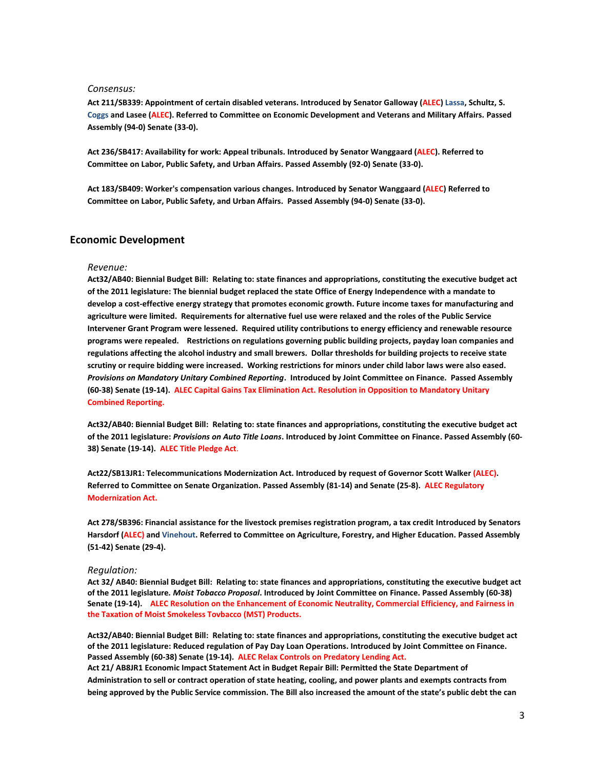*Consensus:*

**Act 211/SB339: Appointment of certain disabled veterans. Introduced by Senator Galloway (ALEC) Lassa, Schultz, S. Coggs and Lasee (ALEC). Referred to Committee on Economic Development and Veterans and Military Affairs. Passed Assembly (94-0) Senate (33-0).**

**Act 236/SB417: Availability for work: Appeal tribunals. Introduced by Senator Wanggaard (ALEC). Referred to Committee on Labor, Public Safety, and Urban Affairs. Passed Assembly (92-0) Senate (33-0).**

**Act 183/SB409: Worker's compensation various changes. Introduced by Senator Wanggaard (ALEC) Referred to Committee on Labor, Public Safety, and Urban Affairs. Passed Assembly (94-0) Senate (33-0).**

## Economic Development

*Revenue:*

**Act32/AB40: Biennial Budget Bill: Relating to: state finances and appropriations, constituting the executive budget act of the 2011 legislature: The biennial budget replaced the state Office of Energy Independence with a mandate to develop a cost-effective energy strategy that promotes economic growth. Future income taxes for manufacturing and agriculture were limited. Requirements for alternative fuel use were relaxed and the roles of the Public Service Intervener Grant Program were lessened. Required utility contributions to energy efficiency and renewable resource programs were repealed. Restrictions on regulations governing public building projects, payday loan companies and regulations affecting the alcohol industry and small brewers. Dollar thresholds for building projects to receive state scrutiny or require bidding were increased. Working restrictions for minors under child labor laws were also eased. *Provisions on Mandatory Unitary Combined Reporting*. Introduced by Joint Committee on Finance. Passed Assembly (60-38) Senate (19-14). ALEC Capital Gains Tax Elimination Act. Resolution in Opposition to Mandatory Unitary Combined Reporting.**

**Act32/AB40: Biennial Budget Bill: Relating to: state finances and appropriations, constituting the executive budget act of the 2011 legislature: *Provisions on Auto Title Loans*. Introduced by Joint Committee on Finance. Passed Assembly (60-38) Senate (19-14). ALEC Title Pledge Act.**

**Act22/SB13JR1: Telecommunications Modernization Act. Introduced by request of Governor Scott Walker (ALEC). Referred to Committee on Senate Organization. Passed Assembly (81-14) and Senate (25-8). ALEC Regulatory Modernization Act.**

**Act 278/SB396: Financial assistance for the livestock premises registration program, a tax credit Introduced by Senators Harsdorf (ALEC) and Vinehout. Referred to Committee on Agriculture, Forestry, and Higher Education. Passed Assembly (51-42) Senate (29-4).**

*Regulation:*

**Act 32/ AB40: Biennial Budget Bill: Relating to: state finances and appropriations, constituting the executive budget act of the 2011 legislature. *Moist Tobacco Proposal*. Introduced by Joint Committee on Finance. Passed Assembly (60-38) Senate (19-14). ALEC Resolution on the Enhancement of Economic Neutrality, Commercial Efficiency, and Fairness in the Taxation of Moist Smokeless Tovbacco (MST) Products.**

**Act32/AB40: Biennial Budget Bill: Relating to: state finances and appropriations, constituting the executive budget act of the 2011 legislature: Reduced regulation of Pay Day Loan Operations. Introduced by Joint Committee on Finance. Passed Assembly (60-38) Senate (19-14). ALEC Relax Controls on Predatory Lending Act.**

**Act 21/ AB8JR1 Economic Impact Statement Act in Budget Repair Bill: Permitted the State Department of Administration to sell or contract operation of state heating, cooling, and power plants and exempts contracts from being approved by the Public Service commission. The Bill also increased the amount of the state's public debt the can**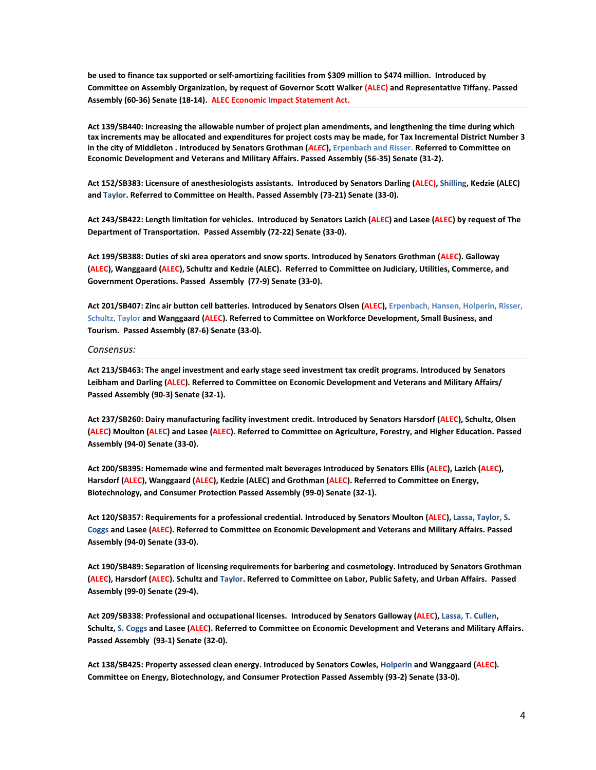**be used to finance tax supported or self-amortizing facilities from $309 million to $474 million. Introduced by Committee on Assembly Organization, by request of Governor Scott Walker (ALEC) and Representative Tiffany. Passed Assembly (60-36) Senate (18-14). ALEC Economic Impact Statement Act.**

**Act 139/SB440: Increasing the allowable number of project plan amendments, and lengthening the time during which tax increments may be allocated and expenditures for project costs may be made, for Tax Incremental District Number 3 in the city of Middleton . Introduced by Senators Grothman (*ALEC*), Erpenbach and Risser. Referred to Committee on Economic Development and Veterans and Military Affairs. Passed Assembly (56-35) Senate (31-2).**

**Act 152/SB383: Licensure of anesthesiologists assistants. Introduced by Senators Darling (ALEC), Shilling, Kedzie (ALEC) and Taylor. Referred to Committee on Health. Passed Assembly (73-21) Senate (33-0).**

**Act 243/SB422: Length limitation for vehicles. Introduced by Senators Lazich (ALEC) and Lasee (ALEC) by request of The Department of Transportation. Passed Assembly (72-22) Senate (33-0).**

**Act 199/SB388: Duties of ski area operators and snow sports. Introduced by Senators Grothman (ALEC). Galloway (ALEC), Wanggaard (ALEC), Schultz and Kedzie (ALEC). Referred to Committee on Judiciary, Utilities, Commerce, and Government Operations. Passed Assembly (77-9) Senate (33-0).**

**Act 201/SB407: Zinc air button cell batteries. Introduced by Senators Olsen (ALEC), Erpenbach, Hansen, Holperin, Risser, Schultz, Taylor and Wanggaard (ALEC). Referred to Committee on Workforce Development, Small Business, and Tourism. Passed Assembly (87-6) Senate (33-0).**

*Consensus:*

**Act 213/SB463: The angel investment and early stage seed investment tax credit programs. Introduced by Senators Leibham and Darling (ALEC). Referred to Committee on Economic Development and Veterans and Military Affairs/ Passed Assembly (90-3) Senate (32-1).**

**Act 237/SB260: Dairy manufacturing facility investment credit. Introduced by Senators Harsdorf (ALEC), Schultz, Olsen (ALEC) Moulton (ALEC) and Lasee (ALEC). Referred to Committee on Agriculture, Forestry, and Higher Education. Passed Assembly (94-0) Senate (33-0).**

**Act 200/SB395: Homemade wine and fermented malt beverages Introduced by Senators Ellis (ALEC), Lazich (ALEC), Harsdorf (ALEC), Wanggaard (ALEC), Kedzie (ALEC) and Grothman (ALEC). Referred to Committee on Energy, Biotechnology, and Consumer Protection Passed Assembly (99-0) Senate (32-1).**

**Act 120/SB357: Requirements for a professional credential. Introduced by Senators Moulton (ALEC), Lassa, Taylor, S. Coggs and Lasee (ALEC). Referred to Committee on Economic Development and Veterans and Military Affairs. Passed Assembly (94-0) Senate (33-0).**

**Act 190/SB489: Separation of licensing requirements for barbering and cosmetology. Introduced by Senators Grothman (ALEC), Harsdorf (ALEC). Schultz and Taylor. Referred to Committee on Labor, Public Safety, and Urban Affairs. Passed Assembly (99-0) Senate (29-4).**

**Act 209/SB338: Professional and occupational licenses. Introduced by Senators Galloway (ALEC), Lassa, T. Cullen, Schultz, S. Coggs and Lasee (ALEC). Referred to Committee on Economic Development and Veterans and Military Affairs. Passed Assembly (93-1) Senate (32-0).**

**Act 138/SB425: Property assessed clean energy. Introduced by Senators Cowles, Holperin and Wanggaard (ALEC). Committee on Energy, Biotechnology, and Consumer Protection Passed Assembly (93-2) Senate (33-0).**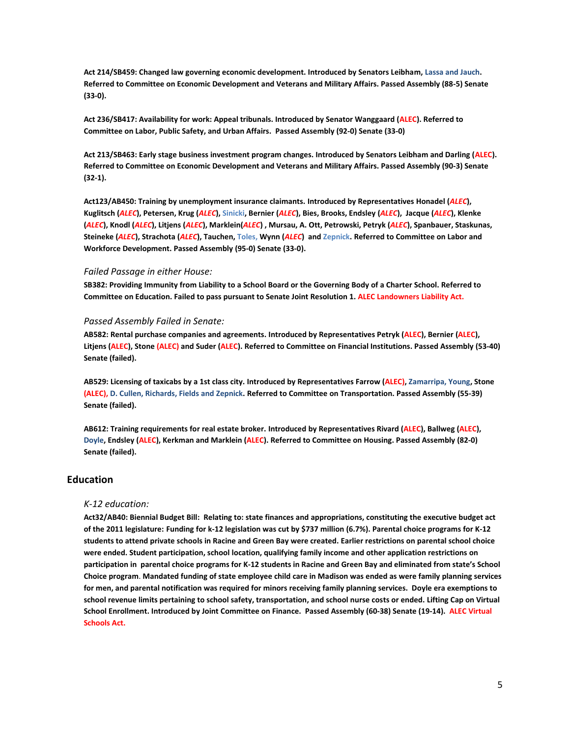**Act 214/SB459: Changed law governing economic development. Introduced by Senators Leibham, Lassa and Jauch. Referred to Committee on Economic Development and Veterans and Military Affairs. Passed Assembly (88-5) Senate (33-0).**

**Act 236/SB417: Availability for work: Appeal tribunals. Introduced by Senator Wanggaard (ALEC). Referred to Committee on Labor, Public Safety, and Urban Affairs. Passed Assembly (92-0) Senate (33-0)**

**Act 213/SB463: Early stage business investment program changes. Introduced by Senators Leibham and Darling (ALEC). Referred to Committee on Economic Development and Veterans and Military Affairs. Passed Assembly (90-3) Senate (32-1).**

**Act123/AB450: Training by unemployment insurance claimants. Introduced by Representatives Honadel (*ALEC*), Kuglitsch (*ALEC*), Petersen, Krug (*ALEC*), Sinicki, Bernier (*ALEC*), Bies, Brooks, Endsley (*ALEC*), Jacque (*ALEC*), Klenke (*ALEC*), Knodl (*ALEC*), Litjens (*ALEC*), Marklein(*ALEC*) , Mursau, A. Ott, Petrowski, Petryk (*ALEC*), Spanbauer, Staskunas, Steineke (*ALEC*), Strachota (*ALEC*), Tauchen, Toles, Wynn (*ALEC*) and Zepnick. Referred to Committee on Labor and Workforce Development. Passed Assembly (95-0) Senate (33-0).**

### *Failed Passage in either House:*

**SB382: Providing Immunity from Liability to a School Board or the Governing Body of a Charter School. Referred to Committee on Education. Failed to pass pursuant to Senate Joint Resolution 1. ALEC Landowners Liability Act.**

### *Passed Assembly Failed in Senate:*

**AB582: Rental purchase companies and agreements. Introduced by Representatives Petryk (ALEC), Bernier (ALEC), Litjens (ALEC), Stone (ALEC) and Suder (ALEC). Referred to Committee on Financial Institutions. Passed Assembly (53-40) Senate (failed).**

**AB529: Licensing of taxicabs by a 1st class city. Introduced by Representatives Farrow (ALEC), Zamarripa, Young, Stone (ALEC), D. Cullen, Richards, Fields and Zepnick. Referred to Committee on Transportation. Passed Assembly (55-39) Senate (failed).**

**AB612: Training requirements for real estate broker. Introduced by Representatives Rivard (ALEC), Ballweg (ALEC), Doyle, Endsley (ALEC), Kerkman and Marklein (ALEC). Referred to Committee on Housing. Passed Assembly (82-0) Senate (failed).**

## Education

### *K-12 education:*

**Act32/AB40: Biennial Budget Bill: Relating to: state finances and appropriations, constituting the executive budget act of the 2011 legislature: Funding for k-12 legislation was cut by $737 million (6.7%). Parental choice programs for K-12 students to attend private schools in Racine and Green Bay were created. Earlier restrictions on parental school choice were ended. Student participation, school location, qualifying family income and other application restrictions on participation in parental choice programs for K-12 students in Racine and Green Bay and eliminated from state's School Choice program. Mandated funding of state employee child care in Madison was ended as were family planning services for men, and parental notification was required for minors receiving family planning services. Doyle era exemptions to school revenue limits pertaining to school safety, transportation, and school nurse costs or ended. Lifting Cap on Virtual School Enrollment. Introduced by Joint Committee on Finance. Passed Assembly (60-38) Senate (19-14). ALEC Virtual Schools Act.**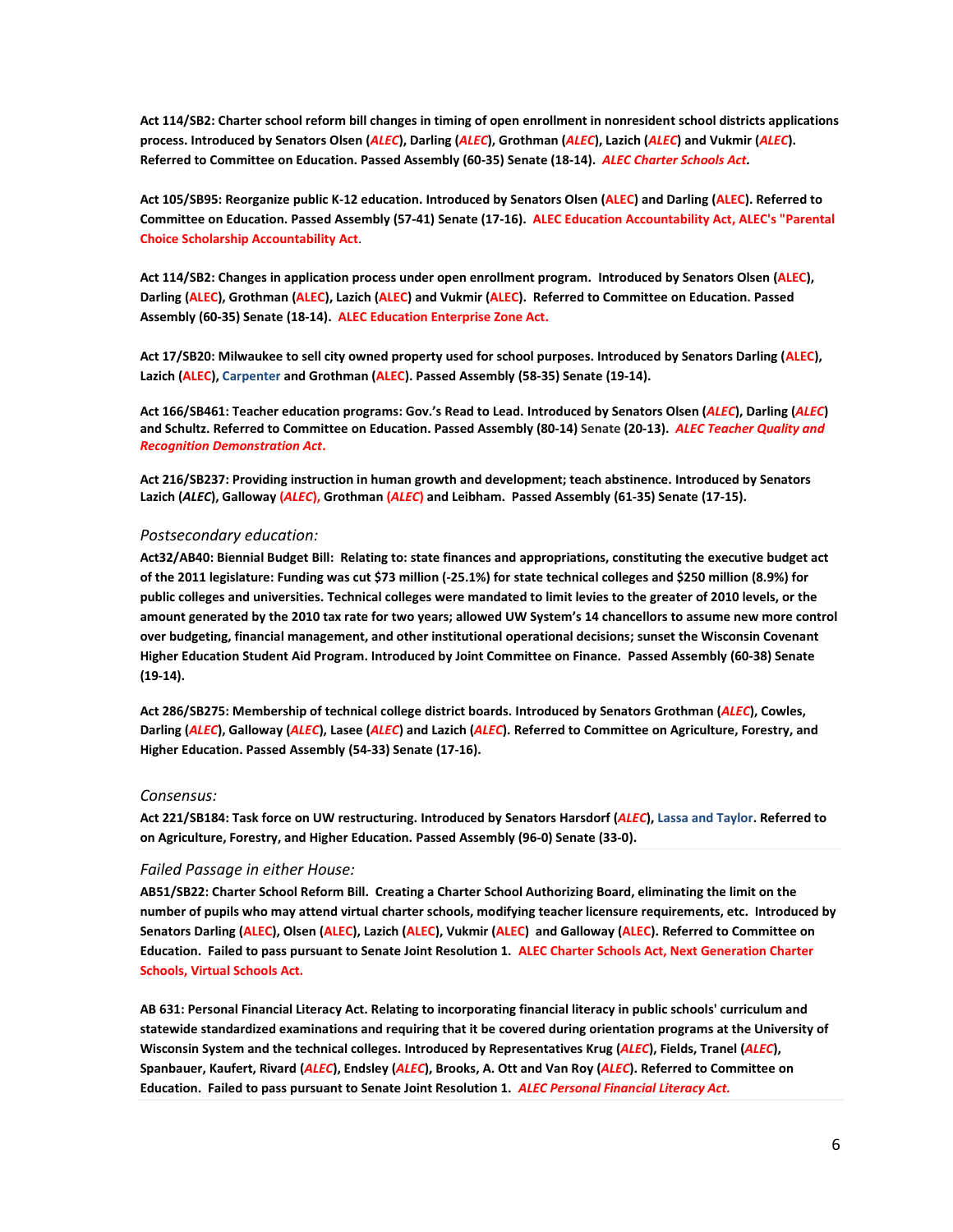**Act 114/SB2: Charter school reform bill changes in timing of open enrollment in nonresident school districts applications process. Introduced by Senators Olsen (*ALEC*), Darling (*ALEC*), Grothman (*ALEC*), Lazich (*ALEC*) and Vukmir (*ALEC*). Referred to Committee on Education. Passed Assembly (60-35) Senate (18-14). *ALEC Charter Schools Act.***

**Act 105/SB95: Reorganize public K-12 education. Introduced by Senators Olsen (ALEC) and Darling (ALEC). Referred to Committee on Education. Passed Assembly (57-41) Senate (17-16). ALEC Education Accountability Act, ALEC's "Parental Choice Scholarship Accountability Act.**

**Act 114/SB2: Changes in application process under open enrollment program. Introduced by Senators Olsen (ALEC), Darling (ALEC), Grothman (ALEC), Lazich (ALEC) and Vukmir (ALEC). Referred to Committee on Education. Passed Assembly (60-35) Senate (18-14). ALEC Education Enterprise Zone Act.**

**Act 17/SB20: Milwaukee to sell city owned property used for school purposes. Introduced by Senators Darling (ALEC), Lazich (ALEC), Carpenter and Grothman (ALEC). Passed Assembly (58-35) Senate (19-14).**

**Act 166/SB461: Teacher education programs: Gov.'s Read to Lead. Introduced by Senators Olsen (*ALEC*), Darling (*ALEC*) and Schultz. Referred to Committee on Education. Passed Assembly (80-14) Senate (20-13). *ALEC Teacher Quality and Recognition Demonstration Act*.**

**Act 216/SB237: Providing instruction in human growth and development; teach abstinence. Introduced by Senators Lazich (*ALEC*), Galloway (*ALEC*), Grothman (*ALEC*) and Leibham. Passed Assembly (61-35) Senate (17-15).**

*Postsecondary education:*

**Act32/AB40: Biennial Budget Bill: Relating to: state finances and appropriations, constituting the executive budget act of the 2011 legislature: Funding was cut $73 million (-25.1%) for state technical colleges and $250 million (8.9%) for public colleges and universities. Technical colleges were mandated to limit levies to the greater of 2010 levels, or the amount generated by the 2010 tax rate for two years; allowed UW System's 14 chancellors to assume new more control over budgeting, financial management, and other institutional operational decisions; sunset the Wisconsin Covenant Higher Education Student Aid Program. Introduced by Joint Committee on Finance. Passed Assembly (60-38) Senate (19-14).**

**Act 286/SB275: Membership of technical college district boards. Introduced by Senators Grothman (*ALEC*), Cowles, Darling (*ALEC*), Galloway (*ALEC*), Lasee (*ALEC*) and Lazich (*ALEC*). Referred to Committee on Agriculture, Forestry, and Higher Education. Passed Assembly (54-33) Senate (17-16).**

*Consensus:*

**Act 221/SB184: Task force on UW restructuring. Introduced by Senators Harsdorf (*ALEC*), Lassa and Taylor. Referred to on Agriculture, Forestry, and Higher Education. Passed Assembly (96-0) Senate (33-0).**

*Failed Passage in either House:*

**AB51/SB22: Charter School Reform Bill. Creating a Charter School Authorizing Board, eliminating the limit on the number of pupils who may attend virtual charter schools, modifying teacher licensure requirements, etc. Introduced by Senators Darling (ALEC), Olsen (ALEC), Lazich (ALEC), Vukmir (ALEC) and Galloway (ALEC). Referred to Committee on Education. Failed to pass pursuant to Senate Joint Resolution 1. ALEC Charter Schools Act, Next Generation Charter Schools, Virtual Schools Act.**

**AB 631: Personal Financial Literacy Act. Relating to incorporating financial literacy in public schools' curriculum and statewide standardized examinations and requiring that it be covered during orientation programs at the University of Wisconsin System and the technical colleges. Introduced by Representatives Krug (*ALEC*), Fields, Tranel (*ALEC*), Spanbauer, Kaufert, Rivard (*ALEC*), Endsley (*ALEC*), Brooks, A. Ott and Van Roy (*ALEC*). Referred to Committee on Education. Failed to pass pursuant to Senate Joint Resolution 1. *ALEC Personal Financial Literacy Act.***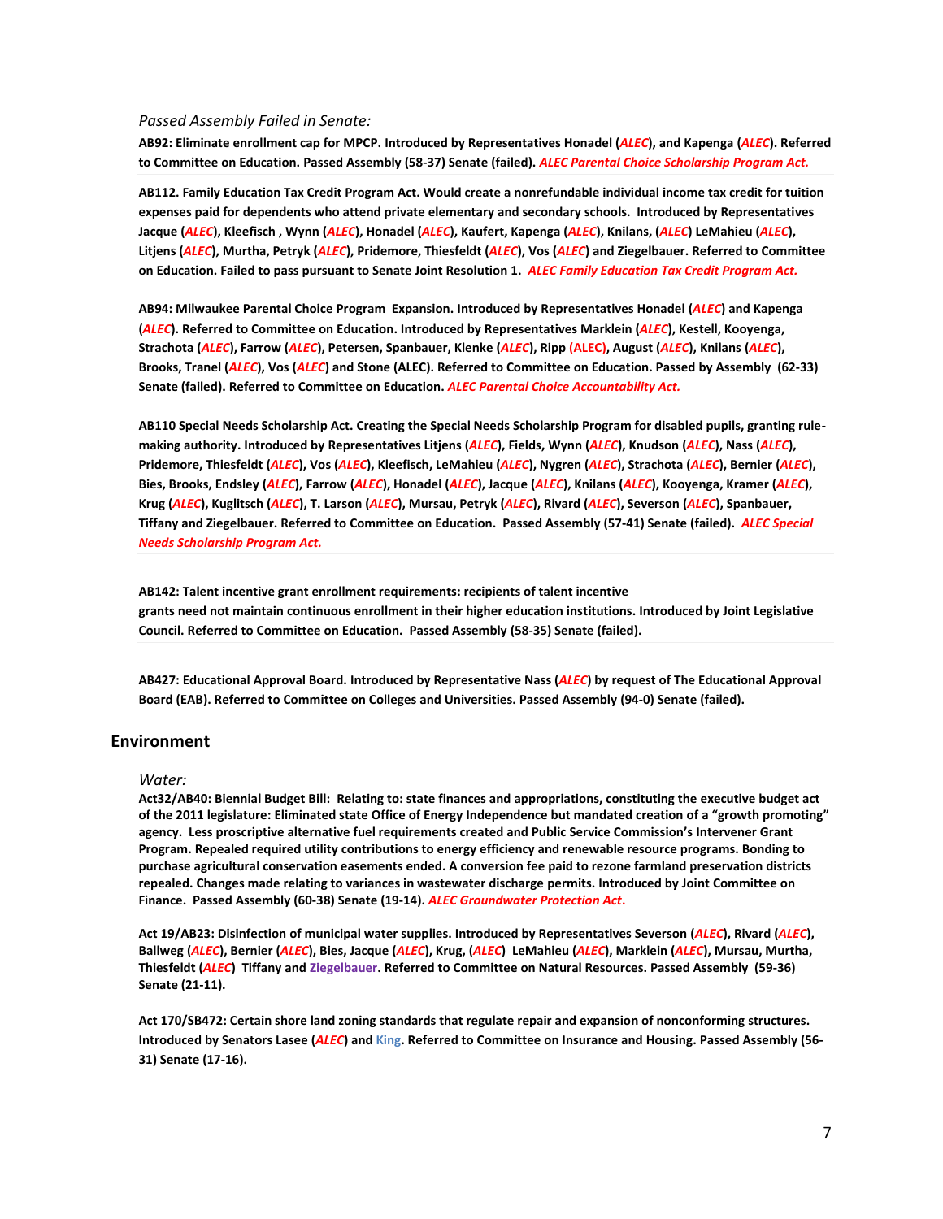*Passed Assembly Failed in Senate:*

**AB92: Eliminate enrollment cap for MPCP. Introduced by Representatives Honadel (*ALEC*), and Kapenga (*ALEC*). Referred to Committee on Education. Passed Assembly (58-37) Senate (failed). *ALEC Parental Choice Scholarship Program Act.***

**AB112. Family Education Tax Credit Program Act. Would create a nonrefundable individual income tax credit for tuition expenses paid for dependents who attend private elementary and secondary schools. Introduced by Representatives Jacque (*ALEC*), Kleefisch , Wynn (*ALEC*), Honadel (*ALEC*), Kaufert, Kapenga (*ALEC*), Knilans, (*ALEC*) LeMahieu (*ALEC*), Litjens (*ALEC*), Murtha, Petryk (*ALEC*), Pridemore, Thiesfeldt (*ALEC*), Vos (*ALEC*) and Ziegelbauer. Referred to Committee on Education. Failed to pass pursuant to Senate Joint Resolution 1. *ALEC Family Education Tax Credit Program Act.***

**AB94: Milwaukee Parental Choice Program Expansion. Introduced by Representatives Honadel (*ALEC*) and Kapenga (*ALEC*). Referred to Committee on Education. Introduced by Representatives Marklein (*ALEC*), Kestell, Kooyenga, Strachota (*ALEC*), Farrow (*ALEC*), Petersen, Spanbauer, Klenke (*ALEC*), Ripp (ALEC), August (*ALEC*), Knilans (*ALEC*), Brooks, Tranel (*ALEC*), Vos (*ALEC*) and Stone (ALEC). Referred to Committee on Education. Passed by Assembly (62-33) Senate (failed). Referred to Committee on Education. *ALEC Parental Choice Accountability Act.***

**AB110 Special Needs Scholarship Act. Creating the Special Needs Scholarship Program for disabled pupils, granting rule-making authority. Introduced by Representatives Litjens (*ALEC*), Fields, Wynn (*ALEC*), Knudson (*ALEC*), Nass (*ALEC*), Pridemore, Thiesfeldt (*ALEC*), Vos (*ALEC*), Kleefisch, LeMahieu (*ALEC*), Nygren (*ALEC*), Strachota (*ALEC*), Bernier (*ALEC*), Bies, Brooks, Endsley (*ALEC*), Farrow (*ALEC*), Honadel (*ALEC*), Jacque (*ALEC*), Knilans (*ALEC*), Kooyenga, Kramer (*ALEC*), Krug (*ALEC*), Kuglitsch (*ALEC*), T. Larson (*ALEC*), Mursau, Petryk (*ALEC*), Rivard (*ALEC*), Severson (*ALEC*), Spanbauer, Tiffany and Ziegelbauer. Referred to Committee on Education. Passed Assembly (57-41) Senate (failed). *ALEC Special Needs Scholarship Program Act.***

**AB142: Talent incentive grant enrollment requirements: recipients of talent incentive grants need not maintain continuous enrollment in their higher education institutions. Introduced by Joint Legislative Council. Referred to Committee on Education. Passed Assembly (58-35) Senate (failed).**

**AB427: Educational Approval Board. Introduced by Representative Nass (*ALEC*) by request of The Educational Approval Board (EAB). Referred to Committee on Colleges and Universities. Passed Assembly (94-0) Senate (failed).**

## Environment

*Water:*

**Act32/AB40: Biennial Budget Bill: Relating to: state finances and appropriations, constituting the executive budget act of the 2011 legislature: Eliminated state Office of Energy Independence but mandated creation of a "growth promoting" agency. Less proscriptive alternative fuel requirements created and Public Service Commission's Intervener Grant Program. Repealed required utility contributions to energy efficiency and renewable resource programs. Bonding to purchase agricultural conservation easements ended. A conversion fee paid to rezone farmland preservation districts repealed. Changes made relating to variances in wastewater discharge permits. Introduced by Joint Committee on Finance. Passed Assembly (60-38) Senate (19-14). *ALEC Groundwater Protection Act*.**

**Act 19/AB23: Disinfection of municipal water supplies. Introduced by Representatives Severson (*ALEC*), Rivard (*ALEC*), Ballweg (*ALEC*), Bernier (*ALEC*), Bies, Jacque (*ALEC*), Krug, (*ALEC*) LeMahieu (*ALEC*), Marklein (*ALEC*), Mursau, Murtha, Thiesfeldt (*ALEC*) Tiffany and Ziegelbauer. Referred to Committee on Natural Resources. Passed Assembly (59-36) Senate (21-11).**

**Act 170/SB472: Certain shore land zoning standards that regulate repair and expansion of nonconforming structures. Introduced by Senators Lasee (*ALEC*) and King. Referred to Committee on Insurance and Housing. Passed Assembly (56-31) Senate (17-16).**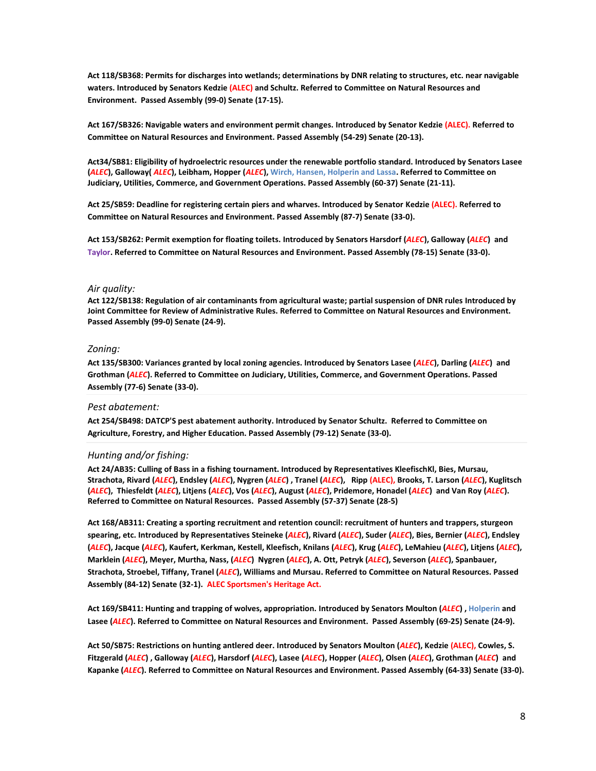**Act 118/SB368: Permits for discharges into wetlands; determinations by DNR relating to structures, etc. near navigable waters. Introduced by Senators Kedzie (ALEC) and Schultz. Referred to Committee on Natural Resources and Environment. Passed Assembly (99-0) Senate (17-15).**

**Act 167/SB326: Navigable waters and environment permit changes. Introduced by Senator Kedzie (ALEC). Referred to Committee on Natural Resources and Environment. Passed Assembly (54-29) Senate (20-13).**

**Act34/SB81: Eligibility of hydroelectric resources under the renewable portfolio standard. Introduced by Senators Lasee (*ALEC*), Galloway( *ALEC*), Leibham, Hopper (*ALEC*), Wirch, Hansen, Holperin and Lassa. Referred to Committee on Judiciary, Utilities, Commerce, and Government Operations. Passed Assembly (60-37) Senate (21-11).**

**Act 25/SB59: Deadline for registering certain piers and wharves. Introduced by Senator Kedzie (ALEC). Referred to Committee on Natural Resources and Environment. Passed Assembly (87-7) Senate (33-0).**

**Act 153/SB262: Permit exemption for floating toilets. Introduced by Senators Harsdorf (*ALEC*), Galloway (*ALEC*) and Taylor. Referred to Committee on Natural Resources and Environment. Passed Assembly (78-15) Senate (33-0).**

*Air quality:*

**Act 122/SB138: Regulation of air contaminants from agricultural waste; partial suspension of DNR rules Introduced by Joint Committee for Review of Administrative Rules. Referred to Committee on Natural Resources and Environment. Passed Assembly (99-0) Senate (24-9).**

*Zoning:*

**Act 135/SB300: Variances granted by local zoning agencies. Introduced by Senators Lasee (*ALEC*), Darling (*ALEC*) and Grothman (*ALEC*). Referred to Committee on Judiciary, Utilities, Commerce, and Government Operations. Passed Assembly (77-6) Senate (33-0).**

*Pest abatement:*

**Act 254/SB498: DATCP'S pest abatement authority. Introduced by Senator Schultz. Referred to Committee on Agriculture, Forestry, and Higher Education. Passed Assembly (79-12) Senate (33-0).**

*Hunting and/or fishing:*

**Act 24/AB35: Culling of Bass in a fishing tournament. Introduced by Representatives KleefischKl, Bies, Mursau, Strachota, Rivard (*ALEC*), Endsley (*ALEC*), Nygren (*ALEC*) , Tranel (*ALEC*), Ripp (ALEC), Brooks, T. Larson (*ALEC*), Kuglitsch (*ALEC*), Thiesfeldt (*ALEC*), Litjens (*ALEC*), Vos (*ALEC*), August (*ALEC*), Pridemore, Honadel (*ALEC*) and Van Roy (*ALEC*). Referred to Committee on Natural Resources. Passed Assembly (57-37) Senate (28-5)**

**Act 168/AB311: Creating a sporting recruitment and retention council: recruitment of hunters and trappers, sturgeon spearing, etc. Introduced by Representatives Steineke (*ALEC*), Rivard (*ALEC*), Suder (*ALEC*), Bies, Bernier (*ALEC*), Endsley (*ALEC*), Jacque (*ALEC*), Kaufert, Kerkman, Kestell, Kleefisch, Knilans (*ALEC*), Krug (*ALEC*), LeMahieu (*ALEC*), Litjens (*ALEC*), Marklein (*ALEC*), Meyer, Murtha, Nass, (*ALEC*) Nygren (*ALEC*), A. Ott, Petryk (*ALEC*), Severson (*ALEC*), Spanbauer, Strachota, Stroebel, Tiffany, Tranel (*ALEC*), Williams and Mursau. Referred to Committee on Natural Resources. Passed Assembly (84-12) Senate (32-1). ALEC Sportsmen's Heritage Act.**

**Act 169/SB411: Hunting and trapping of wolves, appropriation. Introduced by Senators Moulton (*ALEC*) , Holperin and Lasee (*ALEC*). Referred to Committee on Natural Resources and Environment. Passed Assembly (69-25) Senate (24-9).**

**Act 50/SB75: Restrictions on hunting antlered deer. Introduced by Senators Moulton (*ALEC*), Kedzie (ALEC), Cowles, S. Fitzgerald (*ALEC*) , Galloway (*ALEC*), Harsdorf (*ALEC*), Lasee (*ALEC*), Hopper (*ALEC*), Olsen (*ALEC*), Grothman (*ALEC*) and Kapanke (*ALEC*). Referred to Committee on Natural Resources and Environment. Passed Assembly (64-33) Senate (33-0).**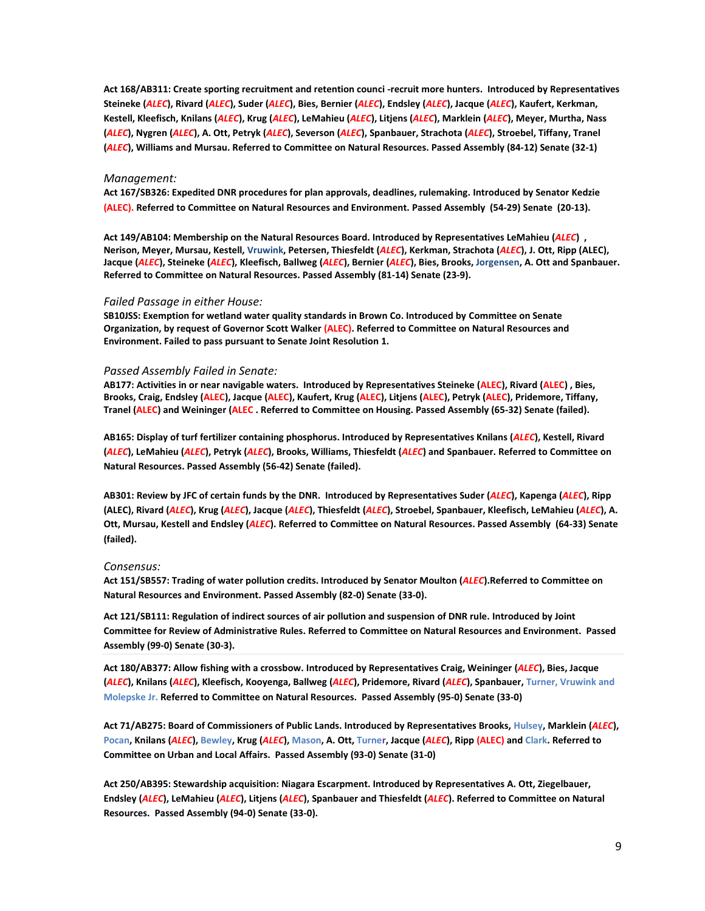**Act 168/AB311: Create sporting recruitment and retention counci -recruit more hunters. Introduced by Representatives Steineke (*ALEC*), Rivard (*ALEC*), Suder (*ALEC*), Bies, Bernier (*ALEC*), Endsley (*ALEC*), Jacque (*ALEC*), Kaufert, Kerkman, Kestell, Kleefisch, Knilans (*ALEC*), Krug (*ALEC*), LeMahieu (*ALEC*), Litjens (*ALEC*), Marklein (*ALEC*), Meyer, Murtha, Nass (*ALEC*), Nygren (*ALEC*), A. Ott, Petryk (*ALEC*), Severson (*ALEC*), Spanbauer, Strachota (*ALEC*), Stroebel, Tiffany, Tranel (*ALEC*), Williams and Mursau. Referred to Committee on Natural Resources. Passed Assembly (84-12) Senate (32-1)**

*Management:*

**Act 167/SB326: Expedited DNR procedures for plan approvals, deadlines, rulemaking. Introduced by Senator Kedzie (ALEC). Referred to Committee on Natural Resources and Environment. Passed Assembly (54-29) Senate (20-13).**

**Act 149/AB104: Membership on the Natural Resources Board. Introduced by Representatives LeMahieu (*ALEC*) , Nerison, Meyer, Mursau, Kestell, Vruwink, Petersen, Thiesfeldt (*ALEC*), Kerkman, Strachota (*ALEC*), J. Ott, Ripp (ALEC), Jacque (*ALEC*), Steineke (*ALEC*), Kleefisch, Ballweg (*ALEC*), Bernier (*ALEC*), Bies, Brooks, Jorgensen, A. Ott and Spanbauer. Referred to Committee on Natural Resources. Passed Assembly (81-14) Senate (23-9).**

*Failed Passage in either House:*

**SB10JSS: Exemption for wetland water quality standards in Brown Co. Introduced by Committee on Senate Organization, by request of Governor Scott Walker (ALEC). Referred to Committee on Natural Resources and Environment. Failed to pass pursuant to Senate Joint Resolution 1.**

*Passed Assembly Failed in Senate:*

**AB177: Activities in or near navigable waters. Introduced by Representatives Steineke (ALEC), Rivard (ALEC) , Bies, Brooks, Craig, Endsley (ALEC), Jacque (ALEC), Kaufert, Krug (ALEC), Litjens (ALEC), Petryk (ALEC), Pridemore, Tiffany, Tranel (ALEC) and Weininger (ALEC . Referred to Committee on Housing. Passed Assembly (65-32) Senate (failed).**

**AB165: Display of turf fertilizer containing phosphorus. Introduced by Representatives Knilans (*ALEC*), Kestell, Rivard (*ALEC*), LeMahieu (*ALEC*), Petryk (*ALEC*), Brooks, Williams, Thiesfeldt (*ALEC*) and Spanbauer. Referred to Committee on Natural Resources. Passed Assembly (56-42) Senate (failed).**

**AB301: Review by JFC of certain funds by the DNR. Introduced by Representatives Suder (*ALEC*), Kapenga (*ALEC*), Ripp (ALEC), Rivard (*ALEC*), Krug (*ALEC*), Jacque (*ALEC*), Thiesfeldt (*ALEC*), Stroebel, Spanbauer, Kleefisch, LeMahieu (*ALEC*), A. Ott, Mursau, Kestell and Endsley (*ALEC*). Referred to Committee on Natural Resources. Passed Assembly (64-33) Senate (failed).**

*Consensus:*

**Act 151/SB557: Trading of water pollution credits. Introduced by Senator Moulton (*ALEC*).Referred to Committee on Natural Resources and Environment. Passed Assembly (82-0) Senate (33-0).**

**Act 121/SB111: Regulation of indirect sources of air pollution and suspension of DNR rule. Introduced by Joint Committee for Review of Administrative Rules. Referred to Committee on Natural Resources and Environment. Passed Assembly (99-0) Senate (30-3).**

**Act 180/AB377: Allow fishing with a crossbow. Introduced by Representatives Craig, Weininger (*ALEC*), Bies, Jacque (*ALEC*), Knilans (*ALEC*), Kleefisch, Kooyenga, Ballweg (*ALEC*), Pridemore, Rivard (*ALEC*), Spanbauer, Turner, Vruwink and Molepske Jr. Referred to Committee on Natural Resources. Passed Assembly (95-0) Senate (33-0)**

**Act 71/AB275: Board of Commissioners of Public Lands. Introduced by Representatives Brooks, Hulsey, Marklein (*ALEC*), Pocan, Knilans (*ALEC*), Bewley, Krug (*ALEC*), Mason, A. Ott, Turner, Jacque (*ALEC*), Ripp (ALEC) and Clark. Referred to Committee on Urban and Local Affairs. Passed Assembly (93-0) Senate (31-0)**

**Act 250/AB395: Stewardship acquisition: Niagara Escarpment. Introduced by Representatives A. Ott, Ziegelbauer, Endsley (*ALEC*), LeMahieu (*ALEC*), Litjens (*ALEC*), Spanbauer and Thiesfeldt (*ALEC*). Referred to Committee on Natural Resources. Passed Assembly (94-0) Senate (33-0).**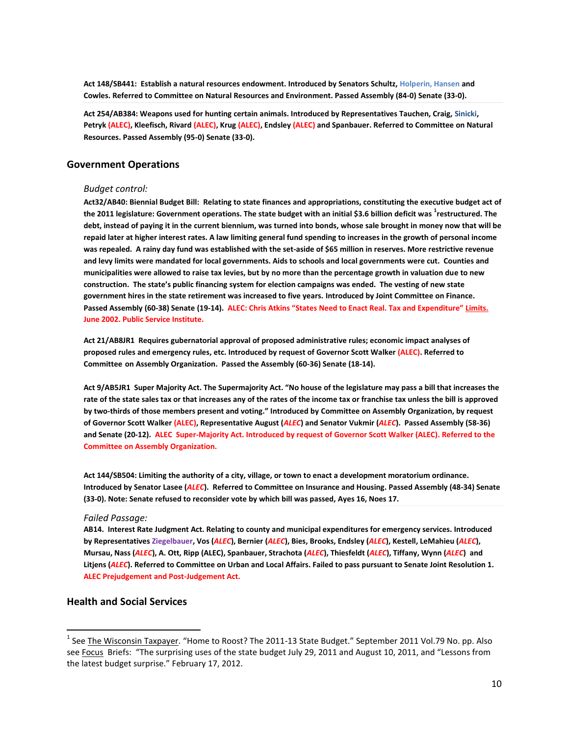**Act 148/SB441: Establish a natural resources endowment. Introduced by Senators Schultz, Holperin, Hansen and Cowles. Referred to Committee on Natural Resources and Environment. Passed Assembly (84-0) Senate (33-0).**

**Act 254/AB384: Weapons used for hunting certain animals. Introduced by Representatives Tauchen, Craig, Sinicki, Petryk (ALEC), Kleefisch, Rivard (ALEC), Krug (ALEC), Endsley (ALEC) and Spanbauer. Referred to Committee on Natural Resources. Passed Assembly (95-0) Senate (33-0).**

## Government Operations

*Budget control:*

**Act32/AB40: Biennial Budget Bill: Relating to state finances and appropriations, constituting the executive budget act of the 2011 legislature: Government operations. The state budget with an initial $3.6 billion deficit was [1]restructured. The debt, instead of paying it in the current biennium, was turned into bonds, whose sale brought in money now that will be repaid later at higher interest rates. A law limiting general fund spending to increases in the growth of personal income was repealed. A rainy day fund was established with the set-aside of $65 million in reserves. More restrictive revenue and levy limits were mandated for local governments. Aids to schools and local governments were cut. Counties and municipalities were allowed to raise tax levies, but by no more than the percentage growth in valuation due to new construction. The state's public financing system for election campaigns was ended. The vesting of new state government hires in the state retirement was increased to five years. Introduced by Joint Committee on Finance. Passed Assembly (60-38) Senate (19-14). ALEC: Chris Atkins "States Need to Enact Real. Tax and Expenditure" Limits. June 2002. Public Service Institute.**

**Act 21/AB8JR1 Requires gubernatorial approval of proposed administrative rules; economic impact analyses of proposed rules and emergency rules, etc. Introduced by request of Governor Scott Walker (ALEC). Referred to Committee on Assembly Organization. Passed the Assembly (60-36) Senate (18-14).**

**Act 9/AB5JR1 Super Majority Act. The Supermajority Act. "No house of the legislature may pass a bill that increases the rate of the state sales tax or that increases any of the rates of the income tax or franchise tax unless the bill is approved by two-thirds of those members present and voting." Introduced by Committee on Assembly Organization, by request of Governor Scott Walker (ALEC), Representative August (*ALEC*) and Senator Vukmir (*ALEC*). Passed Assembly (58-36) and Senate (20-12). ALEC Super-Majority Act. Introduced by request of Governor Scott Walker (ALEC). Referred to the Committee on Assembly Organization.**

**Act 144/SB504: Limiting the authority of a city, village, or town to enact a development moratorium ordinance. Introduced by Senator Lasee (*ALEC*). Referred to Committee on Insurance and Housing. Passed Assembly (48-34) Senate (33-0). Note: Senate refused to reconsider vote by which bill was passed, Ayes 16, Noes 17.**

*Failed Passage:*

**AB14. Interest Rate Judgment Act. Relating to county and municipal expenditures for emergency services. Introduced by Representatives Ziegelbauer, Vos (*ALEC*), Bernier (*ALEC*), Bies, Brooks, Endsley (*ALEC*), Kestell, LeMahieu (*ALEC*), Mursau, Nass (*ALEC*), A. Ott, Ripp (ALEC), Spanbauer, Strachota (*ALEC*), Thiesfeldt (*ALEC*), Tiffany, Wynn (*ALEC*) and Litjens (*ALEC*). Referred to Committee on Urban and Local Affairs. Failed to pass pursuant to Senate Joint Resolution 1. ALEC Prejudgement and Post-Judgement Act.**

## Health and Social Services

---

[1] See The Wisconsin Taxpayer. "Home to Roost? The 2011-13 State Budget." September 2011 Vol.79 No. pp. Also see Focus Briefs: "The surprising uses of the state budget July 29, 2011 and August 10, 2011, and "Lessons from the latest budget surprise." February 17, 2012.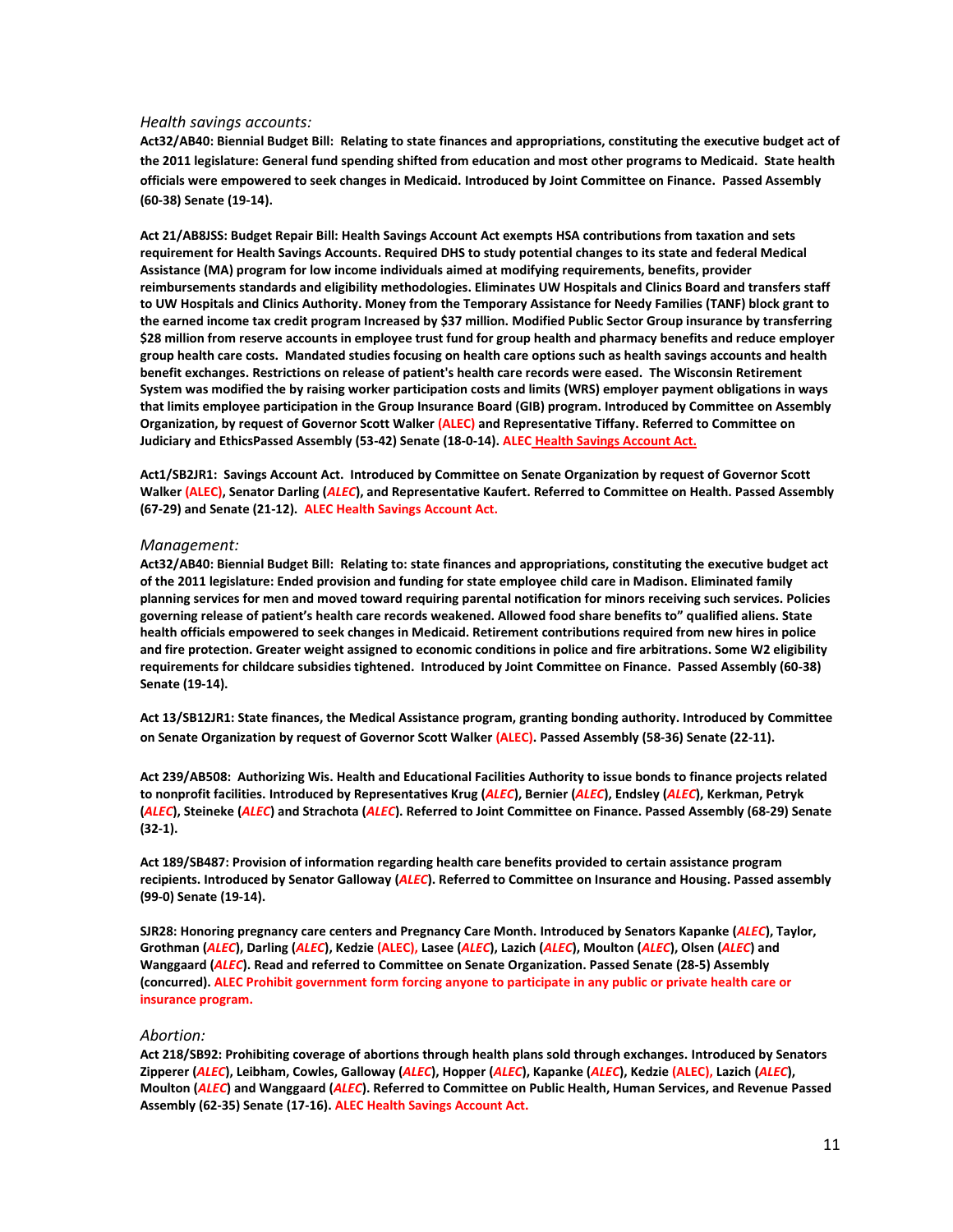*Health savings accounts:*

**Act32/AB40: Biennial Budget Bill: Relating to state finances and appropriations, constituting the executive budget act of the 2011 legislature: General fund spending shifted from education and most other programs to Medicaid. State health officials were empowered to seek changes in Medicaid. Introduced by Joint Committee on Finance. Passed Assembly (60-38) Senate (19-14).**

**Act 21/AB8JSS: Budget Repair Bill: Health Savings Account Act exempts HSA contributions from taxation and sets requirement for Health Savings Accounts. Required DHS to study potential changes to its state and federal Medical Assistance (MA) program for low income individuals aimed at modifying requirements, benefits, provider reimbursements standards and eligibility methodologies. Eliminates UW Hospitals and Clinics Board and transfers staff to UW Hospitals and Clinics Authority. Money from the Temporary Assistance for Needy Families (TANF) block grant to the earned income tax credit program Increased by $37 million. Modified Public Sector Group insurance by transferring $28 million from reserve accounts in employee trust fund for group health and pharmacy benefits and reduce employer group health care costs. Mandated studies focusing on health care options such as health savings accounts and health benefit exchanges. Restrictions on release of patient's health care records were eased. The Wisconsin Retirement System was modified the by raising worker participation costs and limits (WRS) employer payment obligations in ways that limits employee participation in the Group Insurance Board (GIB) program. Introduced by Committee on Assembly Organization, by request of Governor Scott Walker (ALEC) and Representative Tiffany. Referred to Committee on Judiciary and EthicsPassed Assembly (53-42) Senate (18-0-14). ALEC Health Savings Account Act.**

**Act1/SB2JR1: Savings Account Act. Introduced by Committee on Senate Organization by request of Governor Scott Walker (ALEC), Senator Darling (*ALEC*), and Representative Kaufert. Referred to Committee on Health. Passed Assembly (67-29) and Senate (21-12). ALEC Health Savings Account Act.**

*Management:*

**Act32/AB40: Biennial Budget Bill: Relating to: state finances and appropriations, constituting the executive budget act of the 2011 legislature: Ended provision and funding for state employee child care in Madison. Eliminated family planning services for men and moved toward requiring parental notification for minors receiving such services. Policies governing release of patient's health care records weakened. Allowed food share benefits to" qualified aliens. State health officials empowered to seek changes in Medicaid. Retirement contributions required from new hires in police and fire protection. Greater weight assigned to economic conditions in police and fire arbitrations. Some W2 eligibility requirements for childcare subsidies tightened. Introduced by Joint Committee on Finance. Passed Assembly (60-38) Senate (19-14).**

**Act 13/SB12JR1: State finances, the Medical Assistance program, granting bonding authority. Introduced by Committee on Senate Organization by request of Governor Scott Walker (ALEC). Passed Assembly (58-36) Senate (22-11).**

**Act 239/AB508: Authorizing Wis. Health and Educational Facilities Authority to issue bonds to finance projects related to nonprofit facilities. Introduced by Representatives Krug (*ALEC*), Bernier (*ALEC*), Endsley (*ALEC*), Kerkman, Petryk (*ALEC*), Steineke (*ALEC*) and Strachota (*ALEC*). Referred to Joint Committee on Finance. Passed Assembly (68-29) Senate (32-1).**

**Act 189/SB487: Provision of information regarding health care benefits provided to certain assistance program recipients. Introduced by Senator Galloway (*ALEC*). Referred to Committee on Insurance and Housing. Passed assembly (99-0) Senate (19-14).**

**SJR28: Honoring pregnancy care centers and Pregnancy Care Month. Introduced by Senators Kapanke (*ALEC*), Taylor, Grothman (*ALEC*), Darling (*ALEC*), Kedzie (ALEC), Lasee (*ALEC*), Lazich (*ALEC*), Moulton (*ALEC*), Olsen (*ALEC*) and Wanggaard (*ALEC*). Read and referred to Committee on Senate Organization. Passed Senate (28-5) Assembly (concurred). ALEC Prohibit government form forcing anyone to participate in any public or private health care or insurance program.**

*Abortion:*

**Act 218/SB92: Prohibiting coverage of abortions through health plans sold through exchanges. Introduced by Senators Zipperer (*ALEC*), Leibham, Cowles, Galloway (*ALEC*), Hopper (*ALEC*), Kapanke (*ALEC*), Kedzie (ALEC), Lazich (*ALEC*), Moulton (*ALEC*) and Wanggaard (*ALEC*). Referred to Committee on Public Health, Human Services, and Revenue Passed Assembly (62-35) Senate (17-16). ALEC Health Savings Account Act.**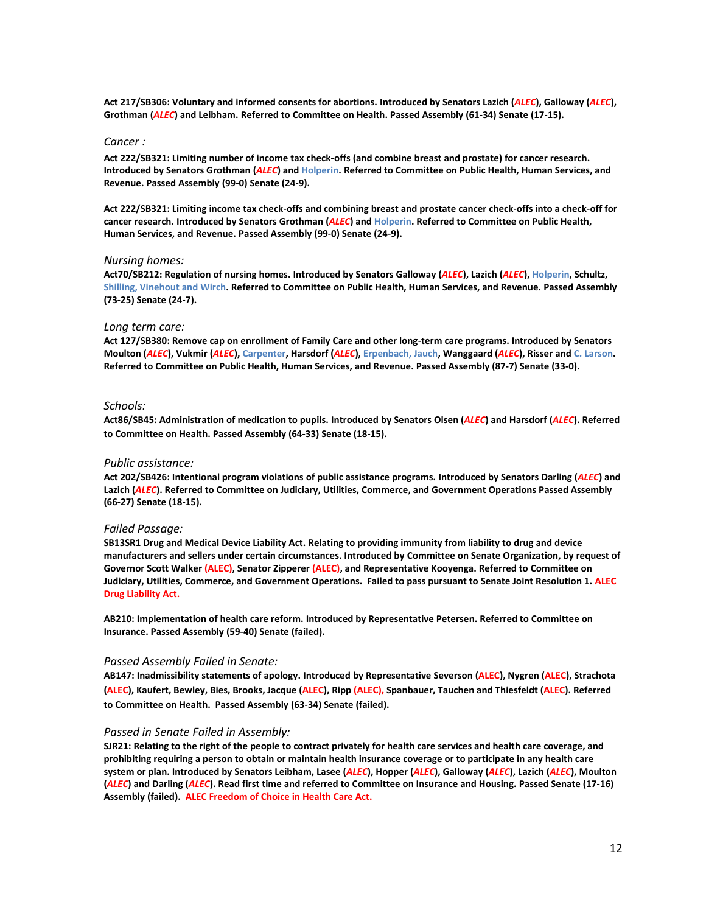**Act 217/SB306: Voluntary and informed consents for abortions. Introduced by Senators Lazich (*ALEC*), Galloway (*ALEC*), Grothman (*ALEC*) and Leibham. Referred to Committee on Health. Passed Assembly (61-34) Senate (17-15).**

*Cancer :*

**Act 222/SB321: Limiting number of income tax check-offs (and combine breast and prostate) for cancer research. Introduced by Senators Grothman (*ALEC*) and Holperin. Referred to Committee on Public Health, Human Services, and Revenue. Passed Assembly (99-0) Senate (24-9).**

**Act 222/SB321: Limiting income tax check-offs and combining breast and prostate cancer check-offs into a check-off for cancer research. Introduced by Senators Grothman (*ALEC*) and Holperin. Referred to Committee on Public Health, Human Services, and Revenue. Passed Assembly (99-0) Senate (24-9).**

*Nursing homes:*

**Act70/SB212: Regulation of nursing homes. Introduced by Senators Galloway (*ALEC*), Lazich (*ALEC*), Holperin, Schultz, Shilling, Vinehout and Wirch. Referred to Committee on Public Health, Human Services, and Revenue. Passed Assembly (73-25) Senate (24-7).**

*Long term care:*

**Act 127/SB380: Remove cap on enrollment of Family Care and other long-term care programs. Introduced by Senators Moulton (*ALEC*), Vukmir (*ALEC*), Carpenter, Harsdorf (*ALEC*), Erpenbach, Jauch, Wanggaard (*ALEC*), Risser and C. Larson. Referred to Committee on Public Health, Human Services, and Revenue. Passed Assembly (87-7) Senate (33-0).**

*Schools:*

**Act86/SB45: Administration of medication to pupils. Introduced by Senators Olsen (*ALEC*) and Harsdorf (*ALEC*). Referred to Committee on Health. Passed Assembly (64-33) Senate (18-15).**

*Public assistance:*

**Act 202/SB426: Intentional program violations of public assistance programs. Introduced by Senators Darling (*ALEC*) and Lazich (*ALEC*). Referred to Committee on Judiciary, Utilities, Commerce, and Government Operations Passed Assembly (66-27) Senate (18-15).**

*Failed Passage:*

**SB13SR1 Drug and Medical Device Liability Act. Relating to providing immunity from liability to drug and device manufacturers and sellers under certain circumstances. Introduced by Committee on Senate Organization, by request of Governor Scott Walker (ALEC), Senator Zipperer (ALEC), and Representative Kooyenga. Referred to Committee on Judiciary, Utilities, Commerce, and Government Operations. Failed to pass pursuant to Senate Joint Resolution 1. ALEC Drug Liability Act.**

**AB210: Implementation of health care reform. Introduced by Representative Petersen. Referred to Committee on Insurance. Passed Assembly (59-40) Senate (failed).**

*Passed Assembly Failed in Senate:*

**AB147: Inadmissibility statements of apology. Introduced by Representative Severson (ALEC), Nygren (ALEC), Strachota (ALEC), Kaufert, Bewley, Bies, Brooks, Jacque (ALEC), Ripp (ALEC), Spanbauer, Tauchen and Thiesfeldt (ALEC). Referred to Committee on Health. Passed Assembly (63-34) Senate (failed).**

*Passed in Senate Failed in Assembly:*

**SJR21: Relating to the right of the people to contract privately for health care services and health care coverage, and prohibiting requiring a person to obtain or maintain health insurance coverage or to participate in any health care system or plan. Introduced by Senators Leibham, Lasee (*ALEC*), Hopper (*ALEC*), Galloway (*ALEC*), Lazich (*ALEC*), Moulton (*ALEC*) and Darling (*ALEC*). Read first time and referred to Committee on Insurance and Housing. Passed Senate (17-16) Assembly (failed). ALEC Freedom of Choice in Health Care Act.**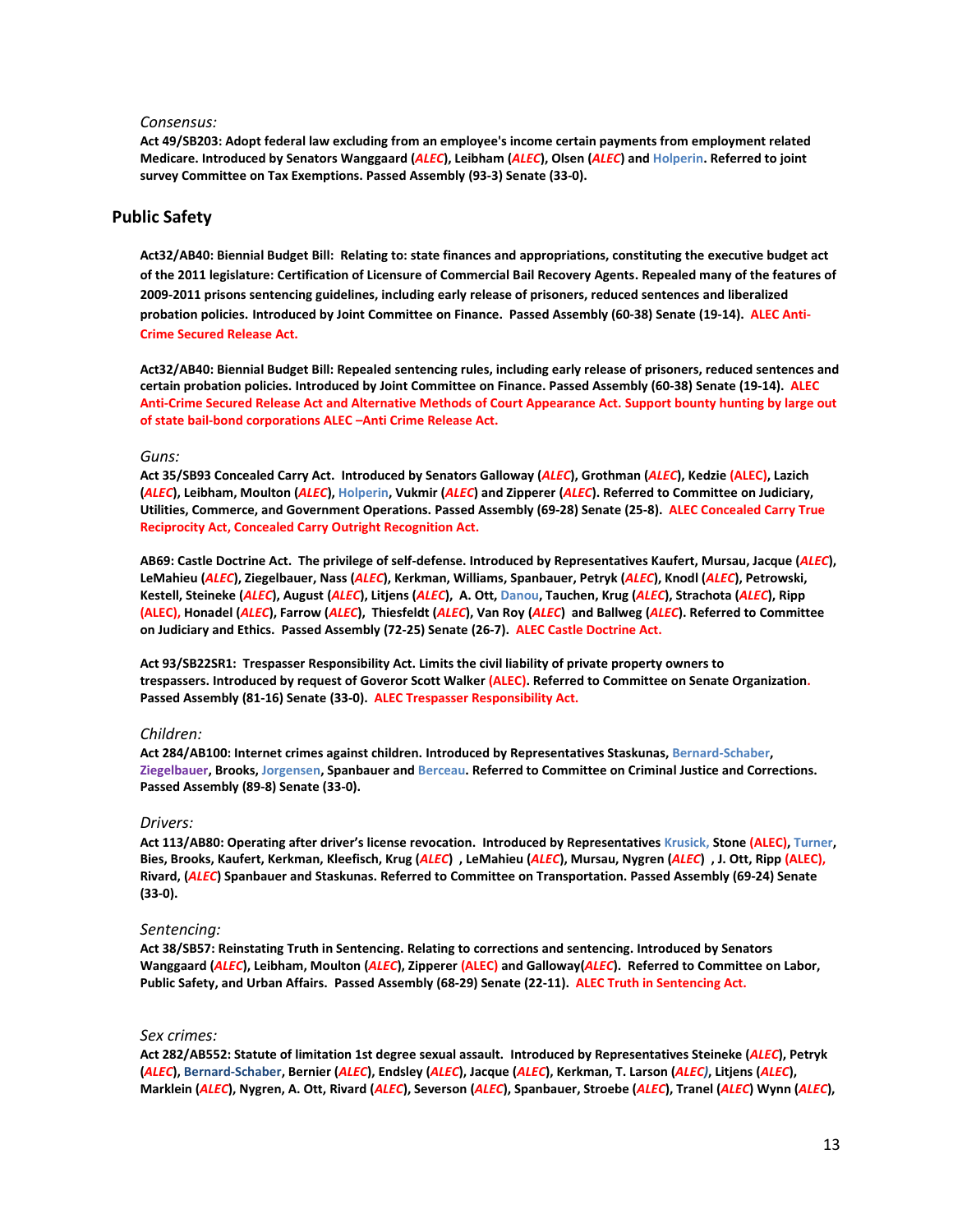*Consensus:*

**Act 49/SB203: Adopt federal law excluding from an employee's income certain payments from employment related Medicare. Introduced by Senators Wanggaard (*ALEC*), Leibham (*ALEC*), Olsen (*ALEC*) and Holperin. Referred to joint survey Committee on Tax Exemptions. Passed Assembly (93-3) Senate (33-0).**

## Public Safety

**Act32/AB40: Biennial Budget Bill: Relating to: state finances and appropriations, constituting the executive budget act of the 2011 legislature: Certification of Licensure of Commercial Bail Recovery Agents. Repealed many of the features of 2009-2011 prisons sentencing guidelines, including early release of prisoners, reduced sentences and liberalized probation policies. Introduced by Joint Committee on Finance. Passed Assembly (60-38) Senate (19-14). ALEC Anti-Crime Secured Release Act.**

**Act32/AB40: Biennial Budget Bill: Repealed sentencing rules, including early release of prisoners, reduced sentences and certain probation policies. Introduced by Joint Committee on Finance. Passed Assembly (60-38) Senate (19-14). ALEC Anti-Crime Secured Release Act and Alternative Methods of Court Appearance Act. Support bounty hunting by large out of state bail-bond corporations ALEC –Anti Crime Release Act.**

*Guns:*

**Act 35/SB93 Concealed Carry Act. Introduced by Senators Galloway (*ALEC*), Grothman (*ALEC*), Kedzie (ALEC), Lazich (*ALEC*), Leibham, Moulton (*ALEC*), Holperin, Vukmir (*ALEC*) and Zipperer (*ALEC*). Referred to Committee on Judiciary, Utilities, Commerce, and Government Operations. Passed Assembly (69-28) Senate (25-8). ALEC Concealed Carry True Reciprocity Act, Concealed Carry Outright Recognition Act.**

**AB69: Castle Doctrine Act. The privilege of self-defense. Introduced by Representatives Kaufert, Mursau, Jacque (*ALEC*), LeMahieu (*ALEC*), Ziegelbauer, Nass (*ALEC*), Kerkman, Williams, Spanbauer, Petryk (*ALEC*), Knodl (*ALEC*), Petrowski, Kestell, Steineke (*ALEC*), August (*ALEC*), Litjens (*ALEC*), A. Ott, Danou, Tauchen, Krug (*ALEC*), Strachota (*ALEC*), Ripp (ALEC), Honadel (*ALEC*), Farrow (*ALEC*), Thiesfeldt (*ALEC*), Van Roy (*ALEC*) and Ballweg (*ALEC*). Referred to Committee on Judiciary and Ethics. Passed Assembly (72-25) Senate (26-7). ALEC Castle Doctrine Act.**

**Act 93/SB22SR1: Trespasser Responsibility Act. Limits the civil liability of private property owners to trespassers. Introduced by request of Goveror Scott Walker (ALEC). Referred to Committee on Senate Organization. Passed Assembly (81-16) Senate (33-0). ALEC Trespasser Responsibility Act.**

*Children:*

**Act 284/AB100: Internet crimes against children. Introduced by Representatives Staskunas, Bernard-Schaber, Ziegelbauer, Brooks, Jorgensen, Spanbauer and Berceau. Referred to Committee on Criminal Justice and Corrections. Passed Assembly (89-8) Senate (33-0).**

*Drivers:*

**Act 113/AB80: Operating after driver's license revocation. Introduced by Representatives Krusick, Stone (ALEC), Turner, Bies, Brooks, Kaufert, Kerkman, Kleefisch, Krug (*ALEC*) , LeMahieu (*ALEC*), Mursau, Nygren (*ALEC*) , J. Ott, Ripp (ALEC), Rivard, (*ALEC*) Spanbauer and Staskunas. Referred to Committee on Transportation. Passed Assembly (69-24) Senate (33-0).**

*Sentencing:*

**Act 38/SB57: Reinstating Truth in Sentencing. Relating to corrections and sentencing. Introduced by Senators Wanggaard (*ALEC*), Leibham, Moulton (*ALEC*), Zipperer (ALEC) and Galloway(*ALEC*). Referred to Committee on Labor, Public Safety, and Urban Affairs. Passed Assembly (68-29) Senate (22-11). ALEC Truth in Sentencing Act.**

*Sex crimes:*

**Act 282/AB552: Statute of limitation 1st degree sexual assault. Introduced by Representatives Steineke (*ALEC*), Petryk (*ALEC*), Bernard-Schaber, Bernier (*ALEC*), Endsley (*ALEC*), Jacque (*ALEC*), Kerkman, T. Larson (*ALEC*), Litjens (*ALEC*), Marklein (*ALEC*), Nygren, A. Ott, Rivard (*ALEC*), Severson (*ALEC*), Spanbauer, Stroebe (*ALEC*), Tranel (*ALEC*) Wynn (*ALEC*),**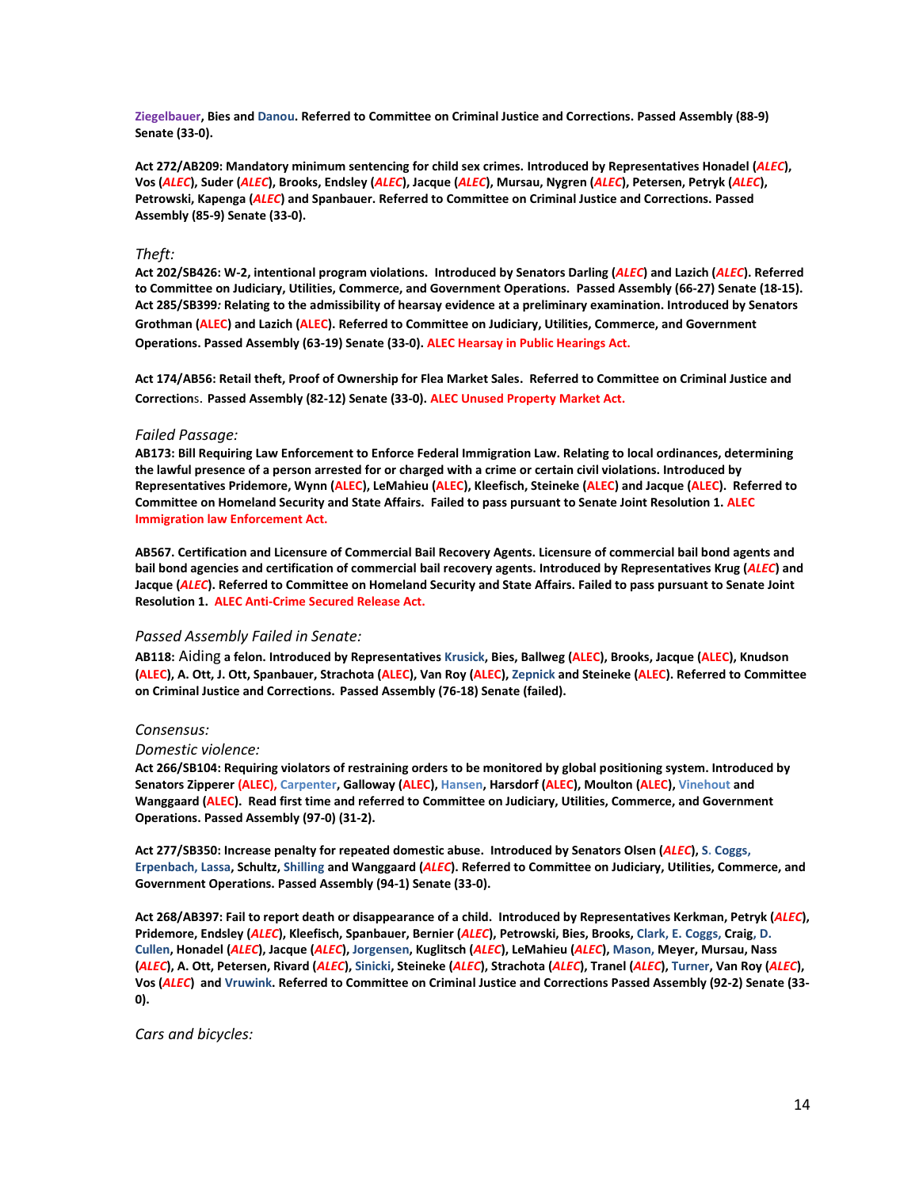**Ziegelbauer, Bies and Danou. Referred to Committee on Criminal Justice and Corrections. Passed Assembly (88-9) Senate (33-0).**

**Act 272/AB209: Mandatory minimum sentencing for child sex crimes. Introduced by Representatives Honadel (*ALEC*), Vos (*ALEC*), Suder (*ALEC*), Brooks, Endsley (*ALEC*), Jacque (*ALEC*), Mursau, Nygren (*ALEC*), Petersen, Petryk (*ALEC*), Petrowski, Kapenga (*ALEC*) and Spanbauer. Referred to Committee on Criminal Justice and Corrections. Passed Assembly (85-9) Senate (33-0).**

*Theft:*

**Act 202/SB426: W-2, intentional program violations. Introduced by Senators Darling (*ALEC*) and Lazich (*ALEC*). Referred to Committee on Judiciary, Utilities, Commerce, and Government Operations. Passed Assembly (66-27) Senate (18-15).**
**Act 285/SB399: Relating to the admissibility of hearsay evidence at a preliminary examination. Introduced by Senators Grothman (ALEC) and Lazich (ALEC). Referred to Committee on Judiciary, Utilities, Commerce, and Government Operations. Passed Assembly (63-19) Senate (33-0). ALEC Hearsay in Public Hearings Act.**

**Act 174/AB56: Retail theft, Proof of Ownership for Flea Market Sales. Referred to Committee on Criminal Justice and Corrections. Passed Assembly (82-12) Senate (33-0). ALEC Unused Property Market Act.**

*Failed Passage:*

**AB173: Bill Requiring Law Enforcement to Enforce Federal Immigration Law. Relating to local ordinances, determining the lawful presence of a person arrested for or charged with a crime or certain civil violations. Introduced by Representatives Pridemore, Wynn (ALEC), LeMahieu (ALEC), Kleefisch, Steineke (ALEC) and Jacque (ALEC). Referred to Committee on Homeland Security and State Affairs. Failed to pass pursuant to Senate Joint Resolution 1. ALEC Immigration law Enforcement Act.**

**AB567. Certification and Licensure of Commercial Bail Recovery Agents. Licensure of commercial bail bond agents and bail bond agencies and certification of commercial bail recovery agents. Introduced by Representatives Krug (*ALEC*) and Jacque (*ALEC*). Referred to Committee on Homeland Security and State Affairs. Failed to pass pursuant to Senate Joint Resolution 1. ALEC Anti-Crime Secured Release Act.**

*Passed Assembly Failed in Senate:*

**AB118: Aiding a felon. Introduced by Representatives Krusick, Bies, Ballweg (ALEC), Brooks, Jacque (ALEC), Knudson (ALEC), A. Ott, J. Ott, Spanbauer, Strachota (ALEC), Van Roy (ALEC), Zepnick and Steineke (ALEC). Referred to Committee on Criminal Justice and Corrections. Passed Assembly (76-18) Senate (failed).**

*Consensus:*

*Domestic violence:*

**Act 266/SB104: Requiring violators of restraining orders to be monitored by global positioning system. Introduced by Senators Zipperer (ALEC), Carpenter, Galloway (ALEC), Hansen, Harsdorf (ALEC), Moulton (ALEC), Vinehout and Wanggaard (ALEC). Read first time and referred to Committee on Judiciary, Utilities, Commerce, and Government Operations. Passed Assembly (97-0) (31-2).**

**Act 277/SB350: Increase penalty for repeated domestic abuse. Introduced by Senators Olsen (*ALEC*), S. Coggs, Erpenbach, Lassa, Schultz, Shilling and Wanggaard (*ALEC*). Referred to Committee on Judiciary, Utilities, Commerce, and Government Operations. Passed Assembly (94-1) Senate (33-0).**

**Act 268/AB397: Fail to report death or disappearance of a child. Introduced by Representatives Kerkman, Petryk (*ALEC*), Pridemore, Endsley (*ALEC*), Kleefisch, Spanbauer, Bernier (*ALEC*), Petrowski, Bies, Brooks, Clark, E. Coggs, Craig, D. Cullen, Honadel (*ALEC*), Jacque (*ALEC*), Jorgensen, Kuglitsch (*ALEC*), LeMahieu (*ALEC*), Mason, Meyer, Mursau, Nass (*ALEC*), A. Ott, Petersen, Rivard (*ALEC*), Sinicki, Steineke (*ALEC*), Strachota (*ALEC*), Tranel (*ALEC*), Turner, Van Roy (*ALEC*), Vos (*ALEC*) and Vruwink. Referred to Committee on Criminal Justice and Corrections Passed Assembly (92-2) Senate (33-0).**

*Cars and bicycles:*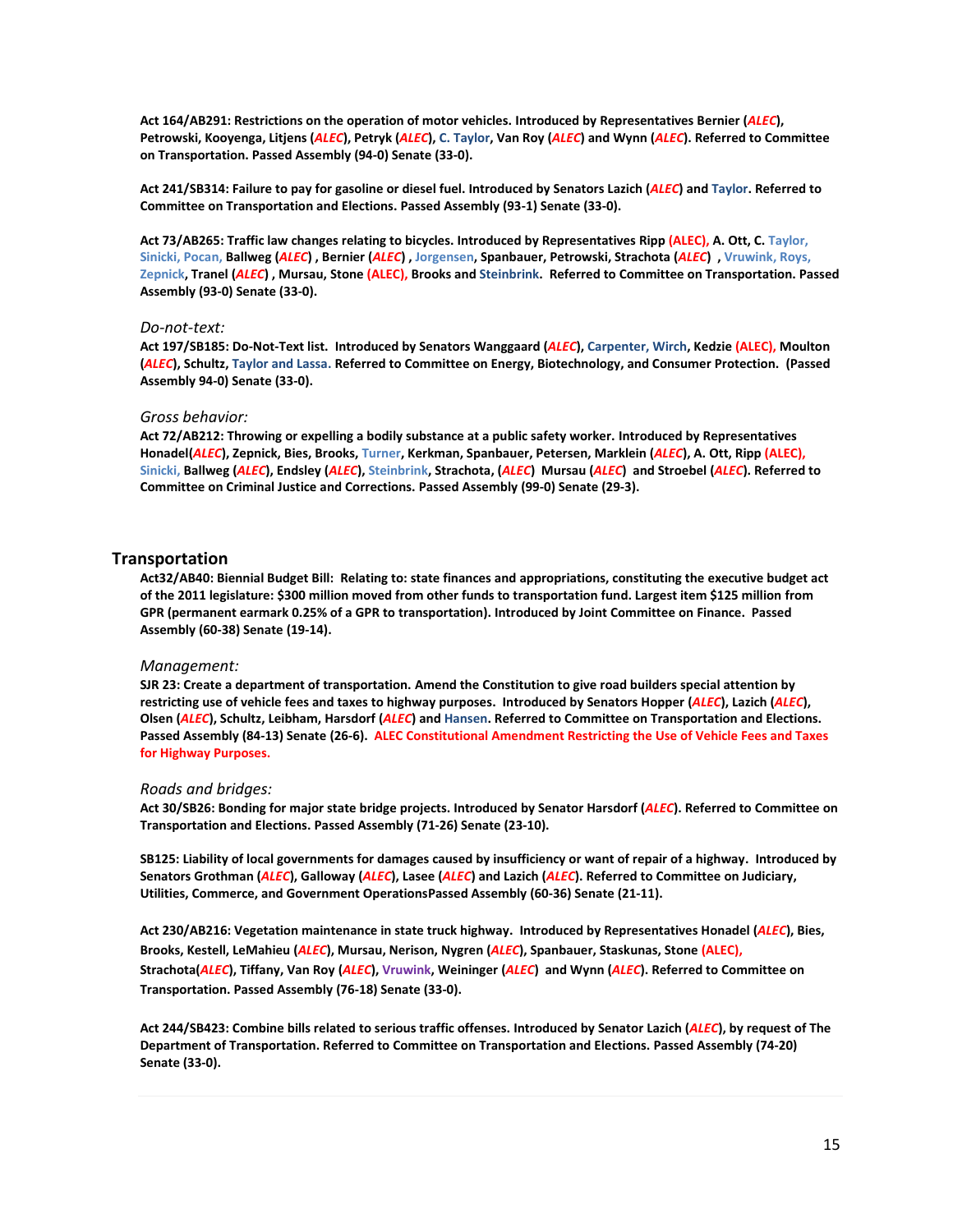**Act 164/AB291: Restrictions on the operation of motor vehicles. Introduced by Representatives Bernier (*ALEC*), Petrowski, Kooyenga, Litjens (*ALEC*), Petryk (*ALEC*), C. Taylor, Van Roy (*ALEC*) and Wynn (*ALEC*). Referred to Committee on Transportation. Passed Assembly (94-0) Senate (33-0).**

**Act 241/SB314: Failure to pay for gasoline or diesel fuel. Introduced by Senators Lazich (*ALEC*) and Taylor. Referred to Committee on Transportation and Elections. Passed Assembly (93-1) Senate (33-0).**

**Act 73/AB265: Traffic law changes relating to bicycles. Introduced by Representatives Ripp (ALEC), A. Ott, C. Taylor, Sinicki, Pocan, Ballweg (*ALEC*) , Bernier (*ALEC*) , Jorgensen, Spanbauer, Petrowski, Strachota (*ALEC*) , Vruwink, Roys, Zepnick, Tranel (*ALEC*) , Mursau, Stone (ALEC), Brooks and Steinbrink. Referred to Committee on Transportation. Passed Assembly (93-0) Senate (33-0).**

*Do-not-text:*

**Act 197/SB185: Do-Not-Text list. Introduced by Senators Wanggaard (*ALEC*), Carpenter, Wirch, Kedzie (ALEC), Moulton (*ALEC*), Schultz, Taylor and Lassa. Referred to Committee on Energy, Biotechnology, and Consumer Protection. (Passed Assembly 94-0) Senate (33-0).**

*Gross behavior:*

**Act 72/AB212: Throwing or expelling a bodily substance at a public safety worker. Introduced by Representatives Honadel(*ALEC*), Zepnick, Bies, Brooks, Turner, Kerkman, Spanbauer, Petersen, Marklein (*ALEC*), A. Ott, Ripp (ALEC), Sinicki, Ballweg (*ALEC*), Endsley (*ALEC*), Steinbrink, Strachota, (*ALEC*) Mursau (*ALEC*) and Stroebel (*ALEC*). Referred to Committee on Criminal Justice and Corrections. Passed Assembly (99-0) Senate (29-3).**

## Transportation

**Act32/AB40: Biennial Budget Bill: Relating to: state finances and appropriations, constituting the executive budget act of the 2011 legislature: $300 million moved from other funds to transportation fund. Largest item $125 million from GPR (permanent earmark 0.25% of a GPR to transportation). Introduced by Joint Committee on Finance. Passed Assembly (60-38) Senate (19-14).**

*Management:*

**SJR 23: Create a department of transportation. Amend the Constitution to give road builders special attention by restricting use of vehicle fees and taxes to highway purposes. Introduced by Senators Hopper (*ALEC*), Lazich (*ALEC*), Olsen (*ALEC*), Schultz, Leibham, Harsdorf (*ALEC*) and Hansen. Referred to Committee on Transportation and Elections. Passed Assembly (84-13) Senate (26-6). ALEC Constitutional Amendment Restricting the Use of Vehicle Fees and Taxes for Highway Purposes.**

*Roads and bridges:*

**Act 30/SB26: Bonding for major state bridge projects. Introduced by Senator Harsdorf (*ALEC*). Referred to Committee on Transportation and Elections. Passed Assembly (71-26) Senate (23-10).**

**SB125: Liability of local governments for damages caused by insufficiency or want of repair of a highway. Introduced by Senators Grothman (*ALEC*), Galloway (*ALEC*), Lasee (*ALEC*) and Lazich (*ALEC*). Referred to Committee on Judiciary, Utilities, Commerce, and Government OperationsPassed Assembly (60-36) Senate (21-11).**

**Act 230/AB216: Vegetation maintenance in state truck highway. Introduced by Representatives Honadel (*ALEC*), Bies, Brooks, Kestell, LeMahieu (*ALEC*), Mursau, Nerison, Nygren (*ALEC*), Spanbauer, Staskunas, Stone (ALEC), Strachota(*ALEC*), Tiffany, Van Roy (*ALEC*), Vruwink, Weininger (*ALEC*) and Wynn (*ALEC*). Referred to Committee on Transportation. Passed Assembly (76-18) Senate (33-0).**

**Act 244/SB423: Combine bills related to serious traffic offenses. Introduced by Senator Lazich (*ALEC*), by request of The Department of Transportation. Referred to Committee on Transportation and Elections. Passed Assembly (74-20) Senate (33-0).**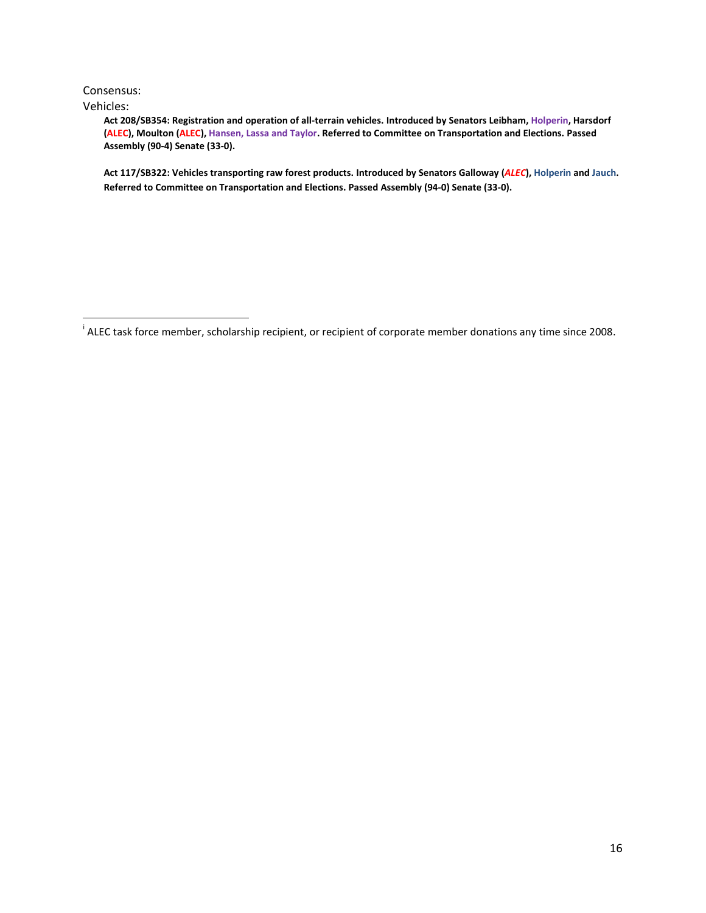Consensus:

Vehicles:

**Act 208/SB354: Registration and operation of all-terrain vehicles. Introduced by Senators Leibham, Holperin, Harsdorf (ALEC), Moulton (ALEC), Hansen, Lassa and Taylor. Referred to Committee on Transportation and Elections. Passed Assembly (90-4) Senate (33-0).**

**Act 117/SB322: Vehicles transporting raw forest products. Introduced by Senators Galloway (*ALEC*), Holperin and Jauch. Referred to Committee on Transportation and Elections. Passed Assembly (94-0) Senate (33-0).**

---

[i] ALEC task force member, scholarship recipient, or recipient of corporate member donations any time since 2008.